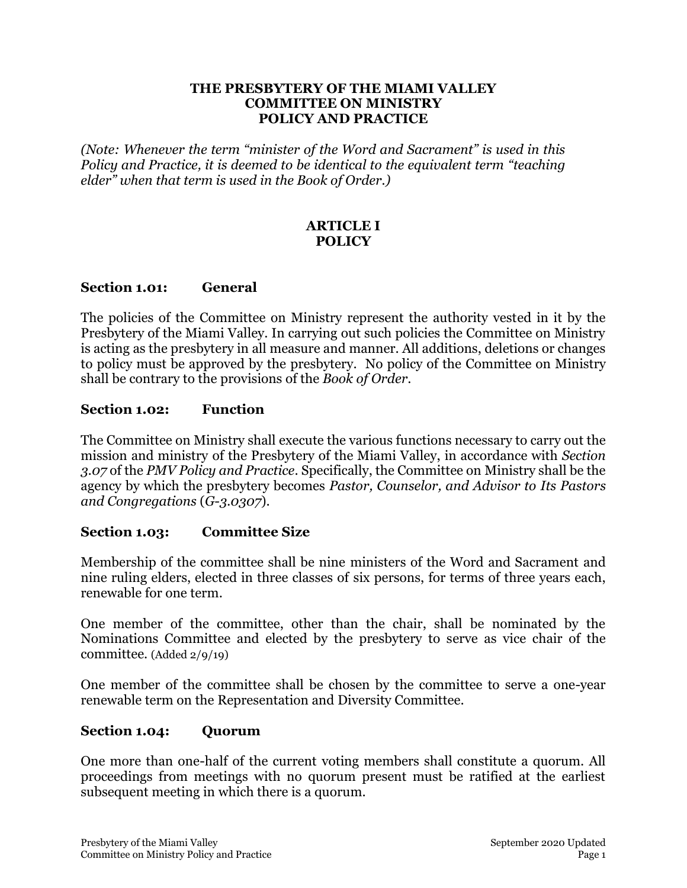# THE PRESBYTERY OF THE MIAMI VALLEY
# COMMITTEE ON MINISTRY
# POLICY AND PRACTICE

*(Note: Whenever the term "minister of the Word and Sacrament" is used in this Policy and Practice, it is deemed to be identical to the equivalent term "teaching elder" when that term is used in the Book of Order.)*

## ARTICLE I
## POLICY

### Section 1.01: General

The policies of the Committee on Ministry represent the authority vested in it by the Presbytery of the Miami Valley. In carrying out such policies the Committee on Ministry is acting as the presbytery in all measure and manner. All additions, deletions or changes to policy must be approved by the presbytery. No policy of the Committee on Ministry shall be contrary to the provisions of the *Book of Order*.

### Section 1.02: Function

The Committee on Ministry shall execute the various functions necessary to carry out the mission and ministry of the Presbytery of the Miami Valley, in accordance with *Section 3.07* of the *PMV Policy and Practice*. Specifically, the Committee on Ministry shall be the agency by which the presbytery becomes *Pastor, Counselor, and Advisor to Its Pastors and Congregations* (*G-3.0307*).

### Section 1.03: Committee Size

Membership of the committee shall be nine ministers of the Word and Sacrament and nine ruling elders, elected in three classes of six persons, for terms of three years each, renewable for one term.

One member of the committee, other than the chair, shall be nominated by the Nominations Committee and elected by the presbytery to serve as vice chair of the committee. (Added 2/9/19)

One member of the committee shall be chosen by the committee to serve a one-year renewable term on the Representation and Diversity Committee.

### Section 1.04: Quorum

One more than one-half of the current voting members shall constitute a quorum. All proceedings from meetings with no quorum present must be ratified at the earliest subsequent meeting in which there is a quorum.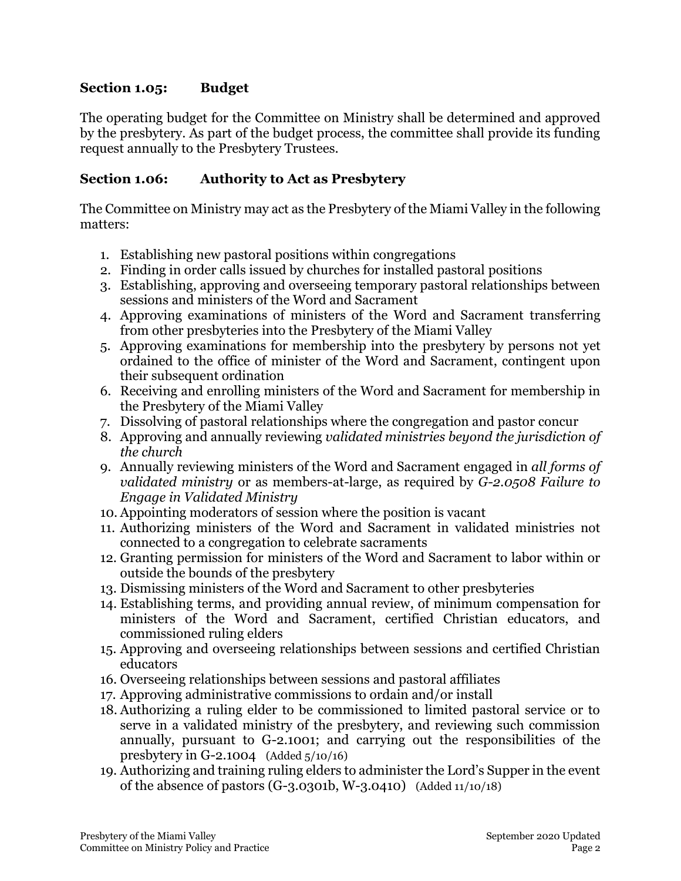### Section 1.05: Budget

The operating budget for the Committee on Ministry shall be determined and approved by the presbytery. As part of the budget process, the committee shall provide its funding request annually to the Presbytery Trustees.

### Section 1.06: Authority to Act as Presbytery

The Committee on Ministry may act as the Presbytery of the Miami Valley in the following matters:

1. Establishing new pastoral positions within congregations
2. Finding in order calls issued by churches for installed pastoral positions
3. Establishing, approving and overseeing temporary pastoral relationships between sessions and ministers of the Word and Sacrament
4. Approving examinations of ministers of the Word and Sacrament transferring from other presbyteries into the Presbytery of the Miami Valley
5. Approving examinations for membership into the presbytery by persons not yet ordained to the office of minister of the Word and Sacrament, contingent upon their subsequent ordination
6. Receiving and enrolling ministers of the Word and Sacrament for membership in the Presbytery of the Miami Valley
7. Dissolving of pastoral relationships where the congregation and pastor concur
8. Approving and annually reviewing *validated ministries beyond the jurisdiction of the church*
9. Annually reviewing ministers of the Word and Sacrament engaged in *all forms of validated ministry* or as members-at-large, as required by *G-2.0508 Failure to Engage in Validated Ministry*
10. Appointing moderators of session where the position is vacant
11. Authorizing ministers of the Word and Sacrament in validated ministries not connected to a congregation to celebrate sacraments
12. Granting permission for ministers of the Word and Sacrament to labor within or outside the bounds of the presbytery
13. Dismissing ministers of the Word and Sacrament to other presbyteries
14. Establishing terms, and providing annual review, of minimum compensation for ministers of the Word and Sacrament, certified Christian educators, and commissioned ruling elders
15. Approving and overseeing relationships between sessions and certified Christian educators
16. Overseeing relationships between sessions and pastoral affiliates
17. Approving administrative commissions to ordain and/or install
18. Authorizing a ruling elder to be commissioned to limited pastoral service or to serve in a validated ministry of the presbytery, and reviewing such commission annually, pursuant to G-2.1001; and carrying out the responsibilities of the presbytery in G-2.1004 (Added 5/10/16)
19. Authorizing and training ruling elders to administer the Lord's Supper in the event of the absence of pastors (G-3.0301b, W-3.0410) (Added 11/10/18)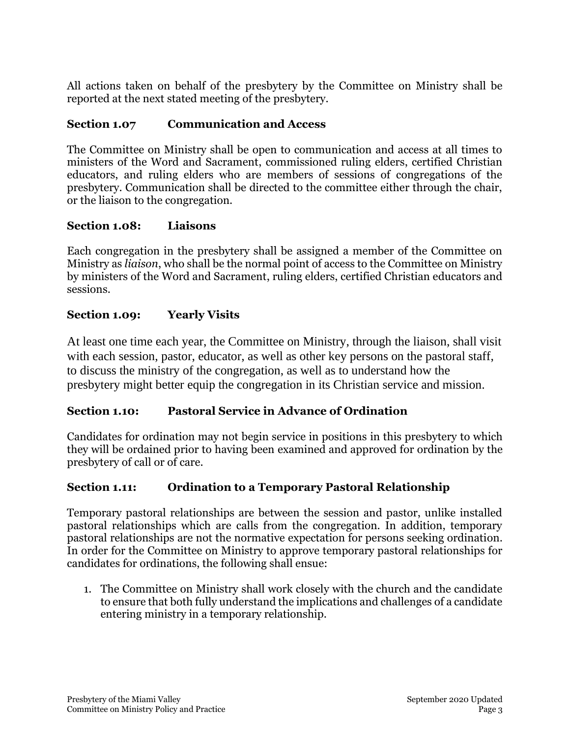All actions taken on behalf of the presbytery by the Committee on Ministry shall be reported at the next stated meeting of the presbytery.

### Section 1.07 Communication and Access

The Committee on Ministry shall be open to communication and access at all times to ministers of the Word and Sacrament, commissioned ruling elders, certified Christian educators, and ruling elders who are members of sessions of congregations of the presbytery. Communication shall be directed to the committee either through the chair, or the liaison to the congregation.

### Section 1.08: Liaisons

Each congregation in the presbytery shall be assigned a member of the Committee on Ministry as *liaison*, who shall be the normal point of access to the Committee on Ministry by ministers of the Word and Sacrament, ruling elders, certified Christian educators and sessions.

### Section 1.09: Yearly Visits

At least one time each year, the Committee on Ministry, through the liaison, shall visit with each session, pastor, educator, as well as other key persons on the pastoral staff, to discuss the ministry of the congregation, as well as to understand how the presbytery might better equip the congregation in its Christian service and mission.

### Section 1.10: Pastoral Service in Advance of Ordination

Candidates for ordination may not begin service in positions in this presbytery to which they will be ordained prior to having been examined and approved for ordination by the presbytery of call or of care.

### Section 1.11: Ordination to a Temporary Pastoral Relationship

Temporary pastoral relationships are between the session and pastor, unlike installed pastoral relationships which are calls from the congregation. In addition, temporary pastoral relationships are not the normative expectation for persons seeking ordination. In order for the Committee on Ministry to approve temporary pastoral relationships for candidates for ordinations, the following shall ensue:

1. The Committee on Ministry shall work closely with the church and the candidate to ensure that both fully understand the implications and challenges of a candidate entering ministry in a temporary relationship.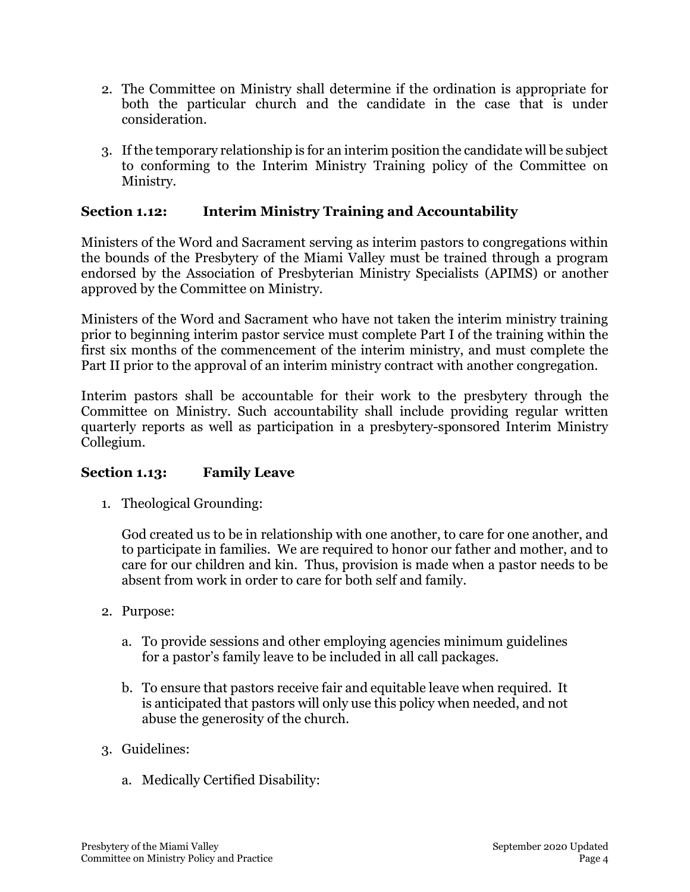2. The Committee on Ministry shall determine if the ordination is appropriate for both the particular church and the candidate in the case that is under consideration.

3. If the temporary relationship is for an interim position the candidate will be subject to conforming to the Interim Ministry Training policy of the Committee on Ministry.

### Section 1.12: Interim Ministry Training and Accountability

Ministers of the Word and Sacrament serving as interim pastors to congregations within the bounds of the Presbytery of the Miami Valley must be trained through a program endorsed by the Association of Presbyterian Ministry Specialists (APIMS) or another approved by the Committee on Ministry.

Ministers of the Word and Sacrament who have not taken the interim ministry training prior to beginning interim pastor service must complete Part I of the training within the first six months of the commencement of the interim ministry, and must complete the Part II prior to the approval of an interim ministry contract with another congregation.

Interim pastors shall be accountable for their work to the presbytery through the Committee on Ministry. Such accountability shall include providing regular written quarterly reports as well as participation in a presbytery-sponsored Interim Ministry Collegium.

### Section 1.13: Family Leave

1. Theological Grounding:

   God created us to be in relationship with one another, to care for one another, and to participate in families. We are required to honor our father and mother, and to care for our children and kin. Thus, provision is made when a pastor needs to be absent from work in order to care for both self and family.

2. Purpose:

   a. To provide sessions and other employing agencies minimum guidelines for a pastor's family leave to be included in all call packages.

   b. To ensure that pastors receive fair and equitable leave when required. It is anticipated that pastors will only use this policy when needed, and not abuse the generosity of the church.

3. Guidelines:

   a. Medically Certified Disability: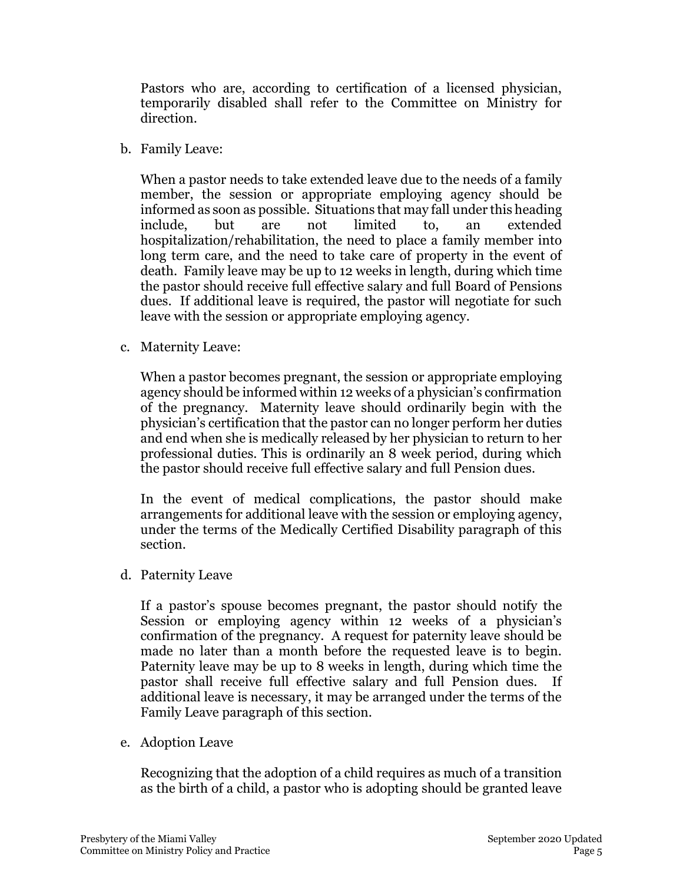Pastors who are, according to certification of a licensed physician, temporarily disabled shall refer to the Committee on Ministry for direction.

b. Family Leave:

When a pastor needs to take extended leave due to the needs of a family member, the session or appropriate employing agency should be informed as soon as possible. Situations that may fall under this heading include, but are not limited to, an extended hospitalization/rehabilitation, the need to place a family member into long term care, and the need to take care of property in the event of death. Family leave may be up to 12 weeks in length, during which time the pastor should receive full effective salary and full Board of Pensions dues. If additional leave is required, the pastor will negotiate for such leave with the session or appropriate employing agency.

c. Maternity Leave:

When a pastor becomes pregnant, the session or appropriate employing agency should be informed within 12 weeks of a physician's confirmation of the pregnancy. Maternity leave should ordinarily begin with the physician's certification that the pastor can no longer perform her duties and end when she is medically released by her physician to return to her professional duties. This is ordinarily an 8 week period, during which the pastor should receive full effective salary and full Pension dues.

In the event of medical complications, the pastor should make arrangements for additional leave with the session or employing agency, under the terms of the Medically Certified Disability paragraph of this section.

d. Paternity Leave

If a pastor's spouse becomes pregnant, the pastor should notify the Session or employing agency within 12 weeks of a physician's confirmation of the pregnancy. A request for paternity leave should be made no later than a month before the requested leave is to begin. Paternity leave may be up to 8 weeks in length, during which time the pastor shall receive full effective salary and full Pension dues. If additional leave is necessary, it may be arranged under the terms of the Family Leave paragraph of this section.

e. Adoption Leave

Recognizing that the adoption of a child requires as much of a transition as the birth of a child, a pastor who is adopting should be granted leave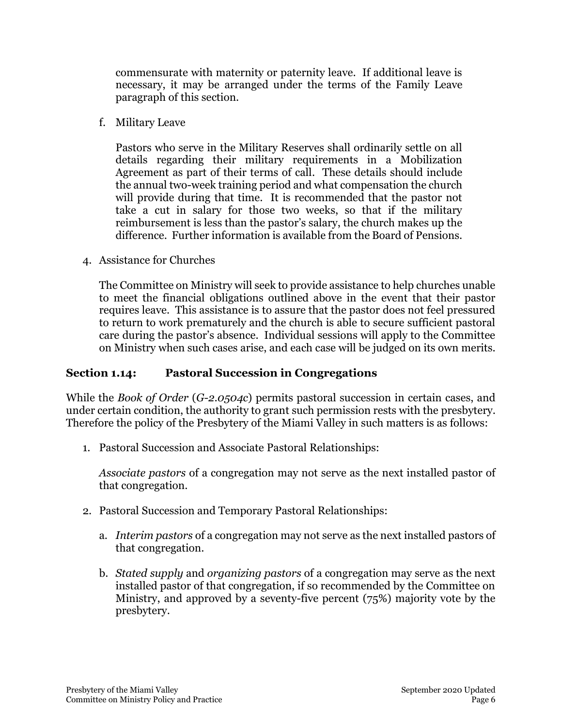commensurate with maternity or paternity leave. If additional leave is necessary, it may be arranged under the terms of the Family Leave paragraph of this section.

f. Military Leave

   Pastors who serve in the Military Reserves shall ordinarily settle on all details regarding their military requirements in a Mobilization Agreement as part of their terms of call. These details should include the annual two-week training period and what compensation the church will provide during that time. It is recommended that the pastor not take a cut in salary for those two weeks, so that if the military reimbursement is less than the pastor's salary, the church makes up the difference. Further information is available from the Board of Pensions.

4. Assistance for Churches

   The Committee on Ministry will seek to provide assistance to help churches unable to meet the financial obligations outlined above in the event that their pastor requires leave. This assistance is to assure that the pastor does not feel pressured to return to work prematurely and the church is able to secure sufficient pastoral care during the pastor's absence. Individual sessions will apply to the Committee on Ministry when such cases arise, and each case will be judged on its own merits.

## Section 1.14: Pastoral Succession in Congregations

While the *Book of Order* (*G-2.0504c*) permits pastoral succession in certain cases, and under certain condition, the authority to grant such permission rests with the presbytery. Therefore the policy of the Presbytery of the Miami Valley in such matters is as follows:

1. Pastoral Succession and Associate Pastoral Relationships:

   *Associate pastors* of a congregation may not serve as the next installed pastor of that congregation.

2. Pastoral Succession and Temporary Pastoral Relationships:

   a. *Interim pastors* of a congregation may not serve as the next installed pastors of that congregation.

   b. *Stated supply* and *organizing pastors* of a congregation may serve as the next installed pastor of that congregation, if so recommended by the Committee on Ministry, and approved by a seventy-five percent (75%) majority vote by the presbytery.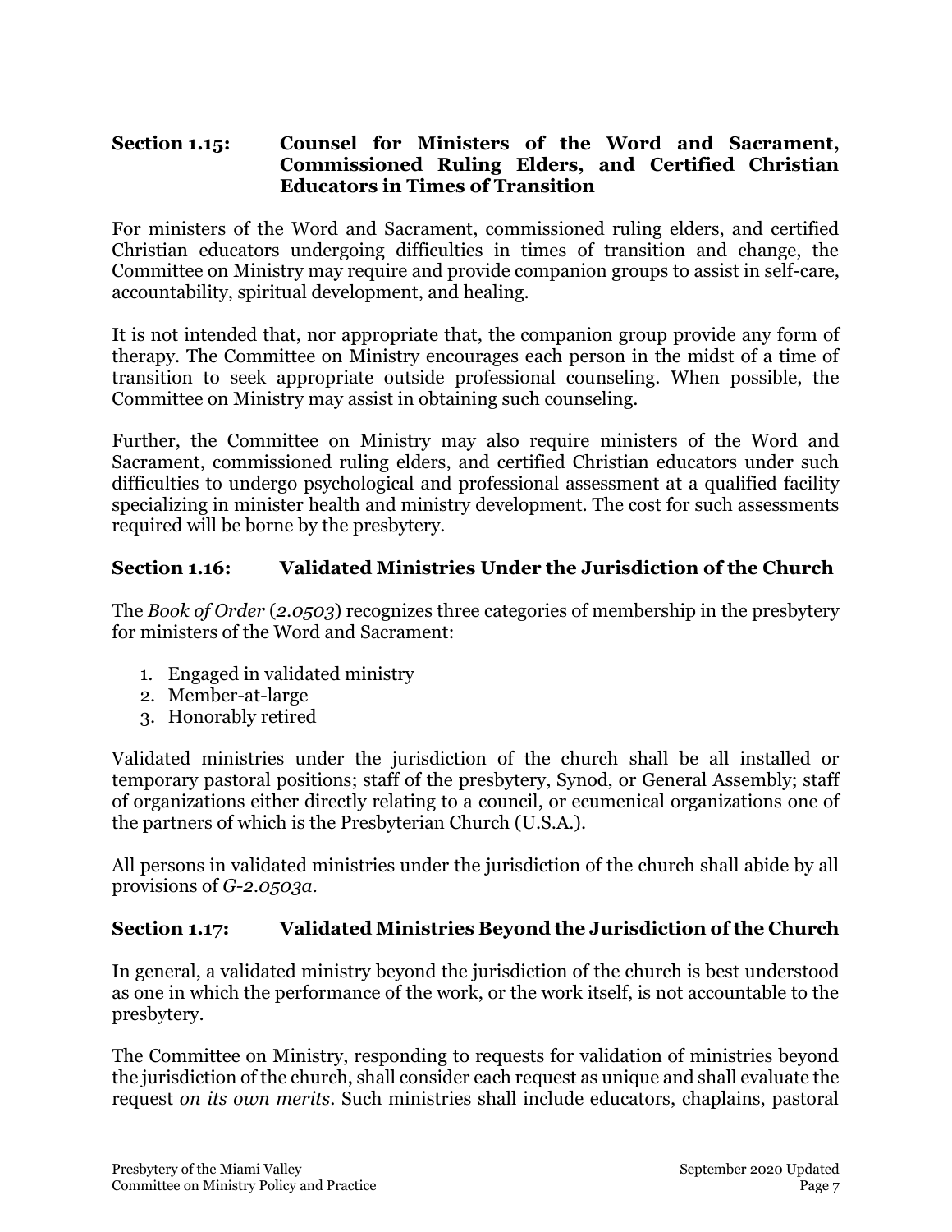### Section 1.15: Counsel for Ministers of the Word and Sacrament, Commissioned Ruling Elders, and Certified Christian Educators in Times of Transition

For ministers of the Word and Sacrament, commissioned ruling elders, and certified Christian educators undergoing difficulties in times of transition and change, the Committee on Ministry may require and provide companion groups to assist in self-care, accountability, spiritual development, and healing.

It is not intended that, nor appropriate that, the companion group provide any form of therapy. The Committee on Ministry encourages each person in the midst of a time of transition to seek appropriate outside professional counseling. When possible, the Committee on Ministry may assist in obtaining such counseling.

Further, the Committee on Ministry may also require ministers of the Word and Sacrament, commissioned ruling elders, and certified Christian educators under such difficulties to undergo psychological and professional assessment at a qualified facility specializing in minister health and ministry development. The cost for such assessments required will be borne by the presbytery.

### Section 1.16: Validated Ministries Under the Jurisdiction of the Church

The *Book of Order* (*2.0503*) recognizes three categories of membership in the presbytery for ministers of the Word and Sacrament:

1. Engaged in validated ministry
2. Member-at-large
3. Honorably retired

Validated ministries under the jurisdiction of the church shall be all installed or temporary pastoral positions; staff of the presbytery, Synod, or General Assembly; staff of organizations either directly relating to a council, or ecumenical organizations one of the partners of which is the Presbyterian Church (U.S.A.).

All persons in validated ministries under the jurisdiction of the church shall abide by all provisions of *G-2.0503a*.

### Section 1.17: Validated Ministries Beyond the Jurisdiction of the Church

In general, a validated ministry beyond the jurisdiction of the church is best understood as one in which the performance of the work, or the work itself, is not accountable to the presbytery.

The Committee on Ministry, responding to requests for validation of ministries beyond the jurisdiction of the church, shall consider each request as unique and shall evaluate the request *on its own merits.* Such ministries shall include educators, chaplains, pastoral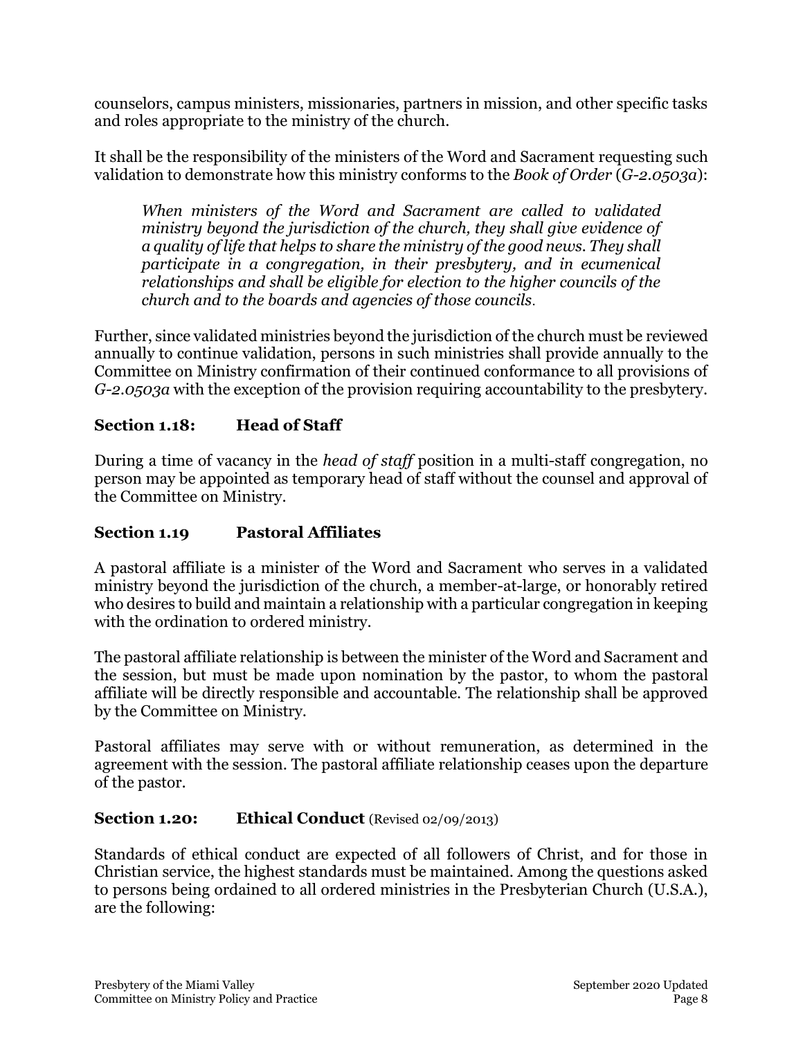counselors, campus ministers, missionaries, partners in mission, and other specific tasks and roles appropriate to the ministry of the church.

It shall be the responsibility of the ministers of the Word and Sacrament requesting such validation to demonstrate how this ministry conforms to the *Book of Order* (*G-2.0503a*):

> *When ministers of the Word and Sacrament are called to validated ministry beyond the jurisdiction of the church, they shall give evidence of a quality of life that helps to share the ministry of the good news. They shall participate in a congregation, in their presbytery, and in ecumenical relationships and shall be eligible for election to the higher councils of the church and to the boards and agencies of those councils.*

Further, since validated ministries beyond the jurisdiction of the church must be reviewed annually to continue validation, persons in such ministries shall provide annually to the Committee on Ministry confirmation of their continued conformance to all provisions of *G-2.0503a* with the exception of the provision requiring accountability to the presbytery.

### Section 1.18: Head of Staff

During a time of vacancy in the *head of staff* position in a multi-staff congregation, no person may be appointed as temporary head of staff without the counsel and approval of the Committee on Ministry.

### Section 1.19 Pastoral Affiliates

A pastoral affiliate is a minister of the Word and Sacrament who serves in a validated ministry beyond the jurisdiction of the church, a member-at-large, or honorably retired who desires to build and maintain a relationship with a particular congregation in keeping with the ordination to ordered ministry.

The pastoral affiliate relationship is between the minister of the Word and Sacrament and the session, but must be made upon nomination by the pastor, to whom the pastoral affiliate will be directly responsible and accountable. The relationship shall be approved by the Committee on Ministry.

Pastoral affiliates may serve with or without remuneration, as determined in the agreement with the session. The pastoral affiliate relationship ceases upon the departure of the pastor.

### Section 1.20: Ethical Conduct (Revised 02/09/2013)

Standards of ethical conduct are expected of all followers of Christ, and for those in Christian service, the highest standards must be maintained. Among the questions asked to persons being ordained to all ordered ministries in the Presbyterian Church (U.S.A.), are the following: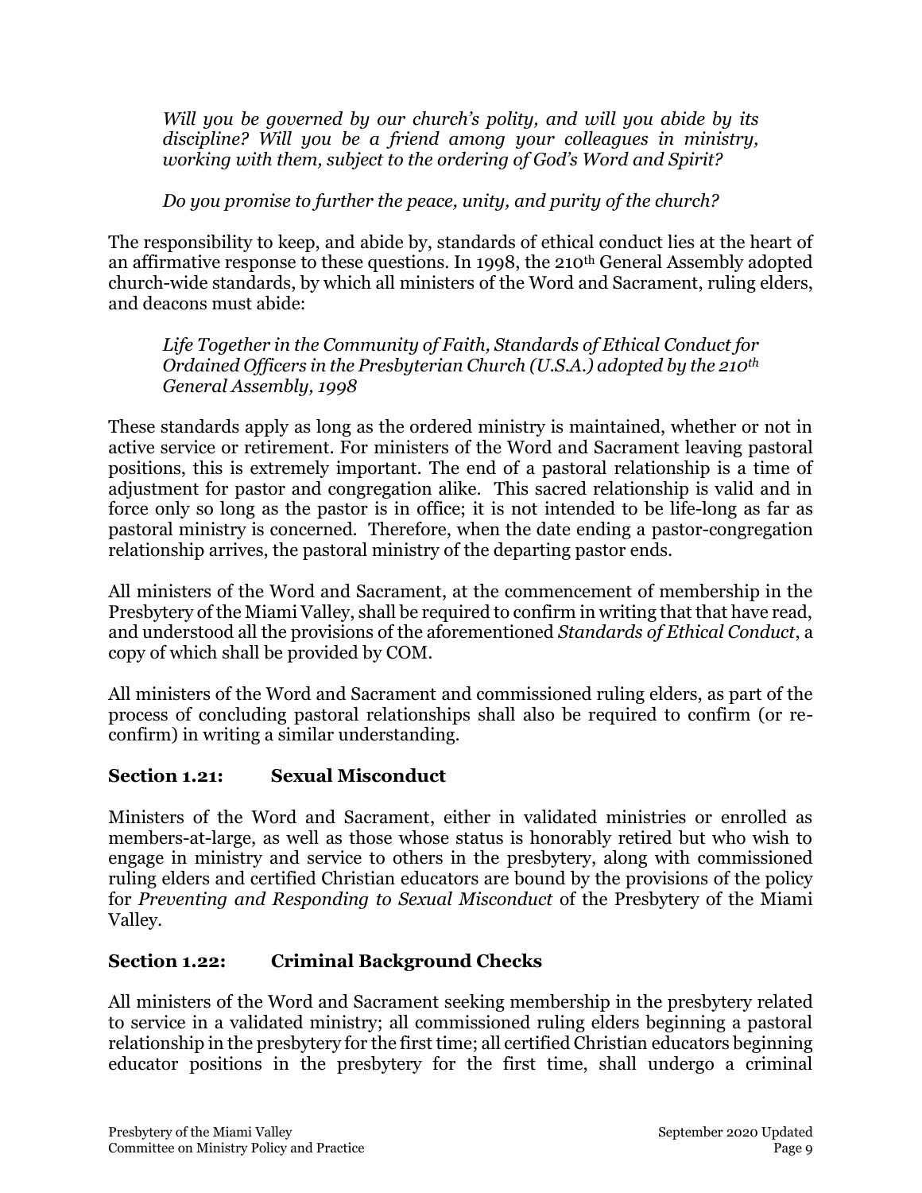*Will you be governed by our church's polity, and will you abide by its discipline? Will you be a friend among your colleagues in ministry, working with them, subject to the ordering of God's Word and Spirit?*

*Do you promise to further the peace, unity, and purity of the church?*

The responsibility to keep, and abide by, standards of ethical conduct lies at the heart of an affirmative response to these questions. In 1998, the 210th General Assembly adopted church-wide standards, by which all ministers of the Word and Sacrament, ruling elders, and deacons must abide:

*Life Together in the Community of Faith, Standards of Ethical Conduct for Ordained Officers in the Presbyterian Church (U.S.A.) adopted by the 210th General Assembly, 1998*

These standards apply as long as the ordered ministry is maintained, whether or not in active service or retirement. For ministers of the Word and Sacrament leaving pastoral positions, this is extremely important. The end of a pastoral relationship is a time of adjustment for pastor and congregation alike. This sacred relationship is valid and in force only so long as the pastor is in office; it is not intended to be life-long as far as pastoral ministry is concerned. Therefore, when the date ending a pastor-congregation relationship arrives, the pastoral ministry of the departing pastor ends.

All ministers of the Word and Sacrament, at the commencement of membership in the Presbytery of the Miami Valley, shall be required to confirm in writing that that have read, and understood all the provisions of the aforementioned *Standards of Ethical Conduct*, a copy of which shall be provided by COM.

All ministers of the Word and Sacrament and commissioned ruling elders, as part of the process of concluding pastoral relationships shall also be required to confirm (or re-confirm) in writing a similar understanding.

### Section 1.21: Sexual Misconduct

Ministers of the Word and Sacrament, either in validated ministries or enrolled as members-at-large, as well as those whose status is honorably retired but who wish to engage in ministry and service to others in the presbytery, along with commissioned ruling elders and certified Christian educators are bound by the provisions of the policy for *Preventing and Responding to Sexual Misconduct* of the Presbytery of the Miami Valley.

### Section 1.22: Criminal Background Checks

All ministers of the Word and Sacrament seeking membership in the presbytery related to service in a validated ministry; all commissioned ruling elders beginning a pastoral relationship in the presbytery for the first time; all certified Christian educators beginning educator positions in the presbytery for the first time, shall undergo a criminal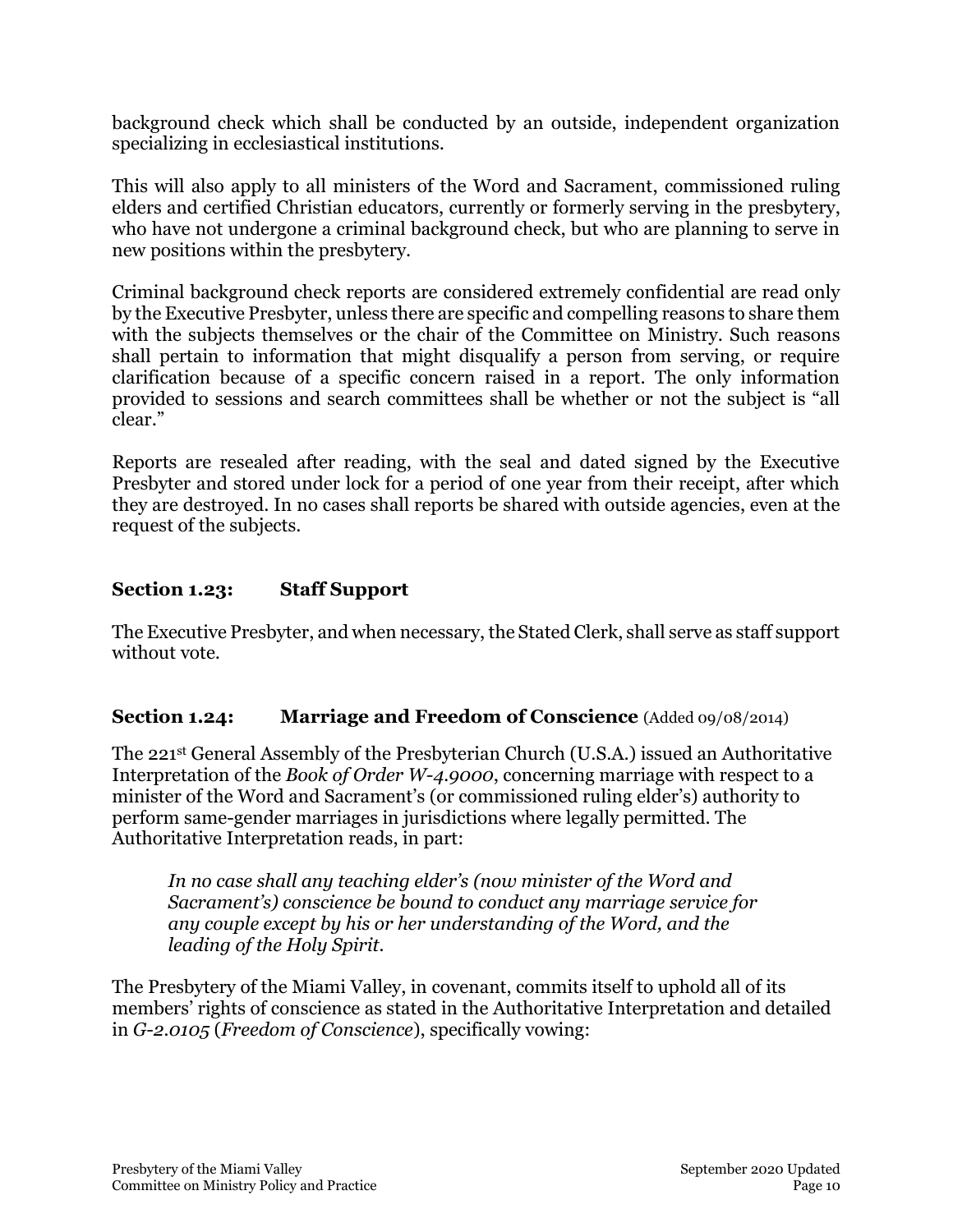background check which shall be conducted by an outside, independent organization specializing in ecclesiastical institutions.

This will also apply to all ministers of the Word and Sacrament, commissioned ruling elders and certified Christian educators, currently or formerly serving in the presbytery, who have not undergone a criminal background check, but who are planning to serve in new positions within the presbytery.

Criminal background check reports are considered extremely confidential are read only by the Executive Presbyter, unless there are specific and compelling reasons to share them with the subjects themselves or the chair of the Committee on Ministry. Such reasons shall pertain to information that might disqualify a person from serving, or require clarification because of a specific concern raised in a report. The only information provided to sessions and search committees shall be whether or not the subject is "all clear."

Reports are resealed after reading, with the seal and dated signed by the Executive Presbyter and stored under lock for a period of one year from their receipt, after which they are destroyed. In no cases shall reports be shared with outside agencies, even at the request of the subjects.

### Section 1.23: Staff Support

The Executive Presbyter, and when necessary, the Stated Clerk, shall serve as staff support without vote.

### Section 1.24: Marriage and Freedom of Conscience (Added 09/08/2014)

The 221st General Assembly of the Presbyterian Church (U.S.A.) issued an Authoritative Interpretation of the *Book of Order W-4.9000*, concerning marriage with respect to a minister of the Word and Sacrament's (or commissioned ruling elder's) authority to perform same-gender marriages in jurisdictions where legally permitted. The Authoritative Interpretation reads, in part:

> *In no case shall any teaching elder's (now minister of the Word and Sacrament's) conscience be bound to conduct any marriage service for any couple except by his or her understanding of the Word, and the leading of the Holy Spirit.*

The Presbytery of the Miami Valley, in covenant, commits itself to uphold all of its members' rights of conscience as stated in the Authoritative Interpretation and detailed in *G-2.0105* (*Freedom of Conscience*), specifically vowing: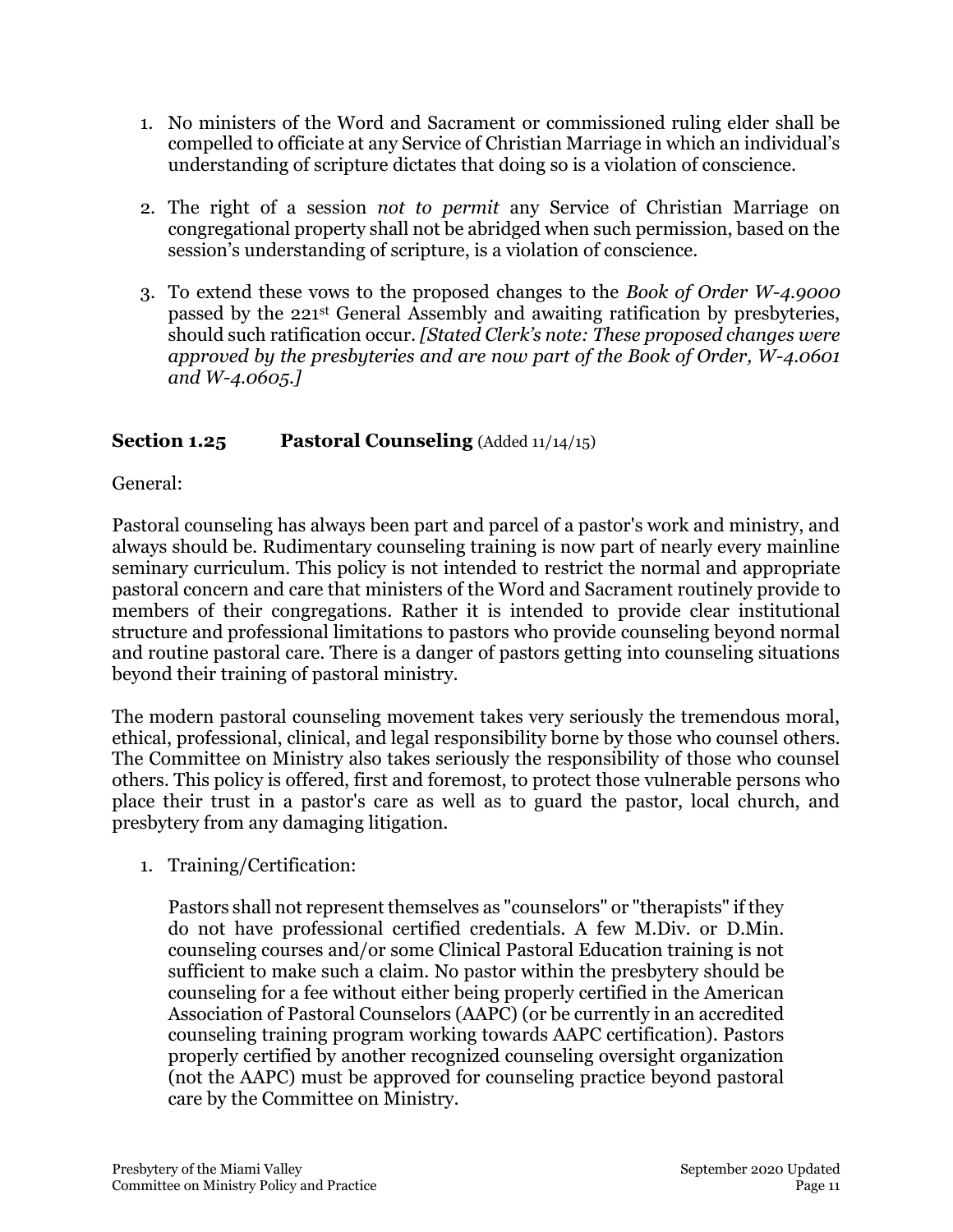1. No ministers of the Word and Sacrament or commissioned ruling elder shall be compelled to officiate at any Service of Christian Marriage in which an individual's understanding of scripture dictates that doing so is a violation of conscience.

2. The right of a session *not to permit* any Service of Christian Marriage on congregational property shall not be abridged when such permission, based on the session's understanding of scripture, is a violation of conscience.

3. To extend these vows to the proposed changes to the *Book of Order W-4.9000* passed by the 221st General Assembly and awaiting ratification by presbyteries, should such ratification occur. *[Stated Clerk's note: These proposed changes were approved by the presbyteries and are now part of the Book of Order, W-4.0601 and W-4.0605.]*

### **Section 1.25 Pastoral Counseling** (Added 11/14/15)

General:

Pastoral counseling has always been part and parcel of a pastor's work and ministry, and always should be. Rudimentary counseling training is now part of nearly every mainline seminary curriculum. This policy is not intended to restrict the normal and appropriate pastoral concern and care that ministers of the Word and Sacrament routinely provide to members of their congregations. Rather it is intended to provide clear institutional structure and professional limitations to pastors who provide counseling beyond normal and routine pastoral care. There is a danger of pastors getting into counseling situations beyond their training of pastoral ministry.

The modern pastoral counseling movement takes very seriously the tremendous moral, ethical, professional, clinical, and legal responsibility borne by those who counsel others. The Committee on Ministry also takes seriously the responsibility of those who counsel others. This policy is offered, first and foremost, to protect those vulnerable persons who place their trust in a pastor's care as well as to guard the pastor, local church, and presbytery from any damaging litigation.

1. Training/Certification:

   Pastors shall not represent themselves as "counselors" or "therapists" if they do not have professional certified credentials. A few M.Div. or D.Min. counseling courses and/or some Clinical Pastoral Education training is not sufficient to make such a claim. No pastor within the presbytery should be counseling for a fee without either being properly certified in the American Association of Pastoral Counselors (AAPC) (or be currently in an accredited counseling training program working towards AAPC certification). Pastors properly certified by another recognized counseling oversight organization (not the AAPC) must be approved for counseling practice beyond pastoral care by the Committee on Ministry.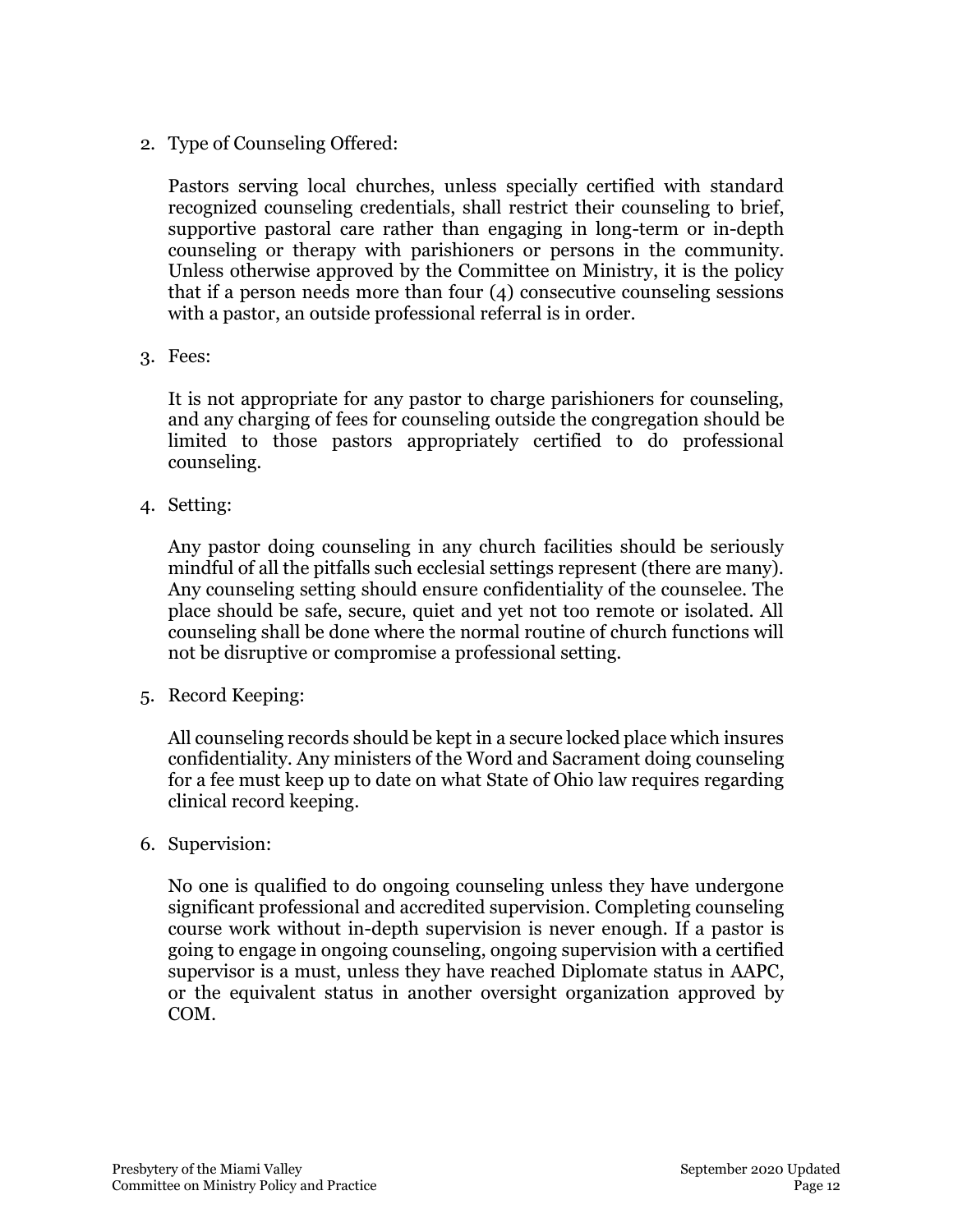2. Type of Counseling Offered:

   Pastors serving local churches, unless specially certified with standard recognized counseling credentials, shall restrict their counseling to brief, supportive pastoral care rather than engaging in long-term or in-depth counseling or therapy with parishioners or persons in the community. Unless otherwise approved by the Committee on Ministry, it is the policy that if a person needs more than four (4) consecutive counseling sessions with a pastor, an outside professional referral is in order.

3. Fees:

   It is not appropriate for any pastor to charge parishioners for counseling, and any charging of fees for counseling outside the congregation should be limited to those pastors appropriately certified to do professional counseling.

4. Setting:

   Any pastor doing counseling in any church facilities should be seriously mindful of all the pitfalls such ecclesial settings represent (there are many). Any counseling setting should ensure confidentiality of the counselee. The place should be safe, secure, quiet and yet not too remote or isolated. All counseling shall be done where the normal routine of church functions will not be disruptive or compromise a professional setting.

5. Record Keeping:

   All counseling records should be kept in a secure locked place which insures confidentiality. Any ministers of the Word and Sacrament doing counseling for a fee must keep up to date on what State of Ohio law requires regarding clinical record keeping.

6. Supervision:

   No one is qualified to do ongoing counseling unless they have undergone significant professional and accredited supervision. Completing counseling course work without in-depth supervision is never enough. If a pastor is going to engage in ongoing counseling, ongoing supervision with a certified supervisor is a must, unless they have reached Diplomate status in AAPC, or the equivalent status in another oversight organization approved by COM.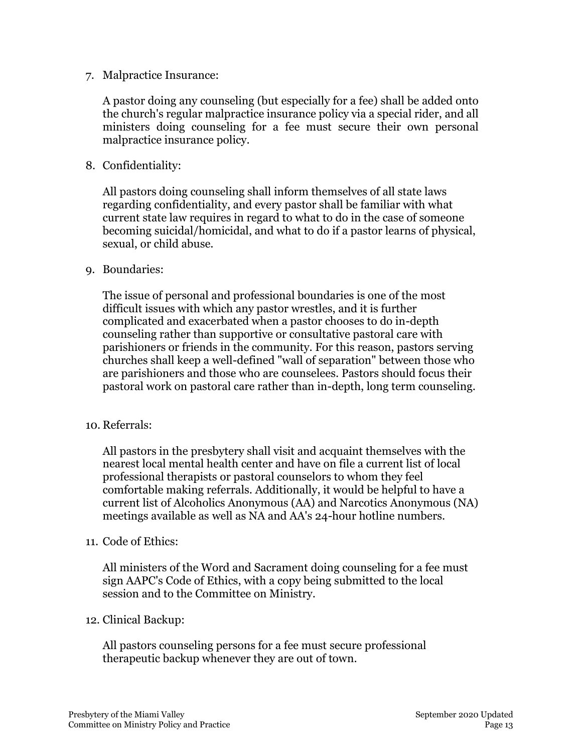7. Malpractice Insurance:

   A pastor doing any counseling (but especially for a fee) shall be added onto the church's regular malpractice insurance policy via a special rider, and all ministers doing counseling for a fee must secure their own personal malpractice insurance policy.

8. Confidentiality:

   All pastors doing counseling shall inform themselves of all state laws regarding confidentiality, and every pastor shall be familiar with what current state law requires in regard to what to do in the case of someone becoming suicidal/homicidal, and what to do if a pastor learns of physical, sexual, or child abuse.

9. Boundaries:

   The issue of personal and professional boundaries is one of the most difficult issues with which any pastor wrestles, and it is further complicated and exacerbated when a pastor chooses to do in-depth counseling rather than supportive or consultative pastoral care with parishioners or friends in the community. For this reason, pastors serving churches shall keep a well-defined "wall of separation" between those who are parishioners and those who are counselees. Pastors should focus their pastoral work on pastoral care rather than in-depth, long term counseling.

10. Referrals:

    All pastors in the presbytery shall visit and acquaint themselves with the nearest local mental health center and have on file a current list of local professional therapists or pastoral counselors to whom they feel comfortable making referrals. Additionally, it would be helpful to have a current list of Alcoholics Anonymous (AA) and Narcotics Anonymous (NA) meetings available as well as NA and AA's 24-hour hotline numbers.

11. Code of Ethics:

    All ministers of the Word and Sacrament doing counseling for a fee must sign AAPC's Code of Ethics, with a copy being submitted to the local session and to the Committee on Ministry.

12. Clinical Backup:

    All pastors counseling persons for a fee must secure professional therapeutic backup whenever they are out of town.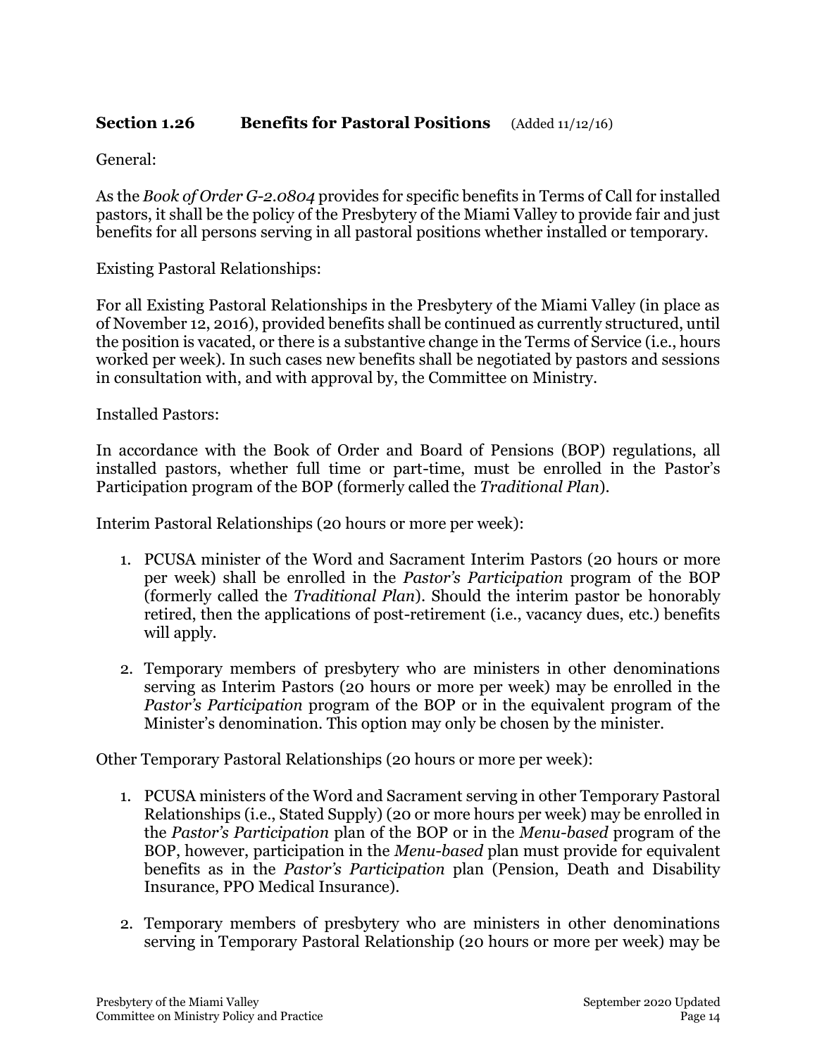### **Section 1.26 Benefits for Pastoral Positions** (Added 11/12/16)

General:

As the *Book of Order G-2.0804* provides for specific benefits in Terms of Call for installed pastors, it shall be the policy of the Presbytery of the Miami Valley to provide fair and just benefits for all persons serving in all pastoral positions whether installed or temporary.

Existing Pastoral Relationships:

For all Existing Pastoral Relationships in the Presbytery of the Miami Valley (in place as of November 12, 2016), provided benefits shall be continued as currently structured, until the position is vacated, or there is a substantive change in the Terms of Service (i.e., hours worked per week). In such cases new benefits shall be negotiated by pastors and sessions in consultation with, and with approval by, the Committee on Ministry.

Installed Pastors:

In accordance with the Book of Order and Board of Pensions (BOP) regulations, all installed pastors, whether full time or part-time, must be enrolled in the Pastor's Participation program of the BOP (formerly called the *Traditional Plan*).

Interim Pastoral Relationships (20 hours or more per week):

1. PCUSA minister of the Word and Sacrament Interim Pastors (20 hours or more per week) shall be enrolled in the *Pastor's Participation* program of the BOP (formerly called the *Traditional Plan*). Should the interim pastor be honorably retired, then the applications of post-retirement (i.e., vacancy dues, etc.) benefits will apply.
2. Temporary members of presbytery who are ministers in other denominations serving as Interim Pastors (20 hours or more per week) may be enrolled in the *Pastor's Participation* program of the BOP or in the equivalent program of the Minister's denomination. This option may only be chosen by the minister.

Other Temporary Pastoral Relationships (20 hours or more per week):

1. PCUSA ministers of the Word and Sacrament serving in other Temporary Pastoral Relationships (i.e., Stated Supply) (20 or more hours per week) may be enrolled in the *Pastor's Participation* plan of the BOP or in the *Menu-based* program of the BOP, however, participation in the *Menu-based* plan must provide for equivalent benefits as in the *Pastor's Participation* plan (Pension, Death and Disability Insurance, PPO Medical Insurance).
2. Temporary members of presbytery who are ministers in other denominations serving in Temporary Pastoral Relationship (20 hours or more per week) may be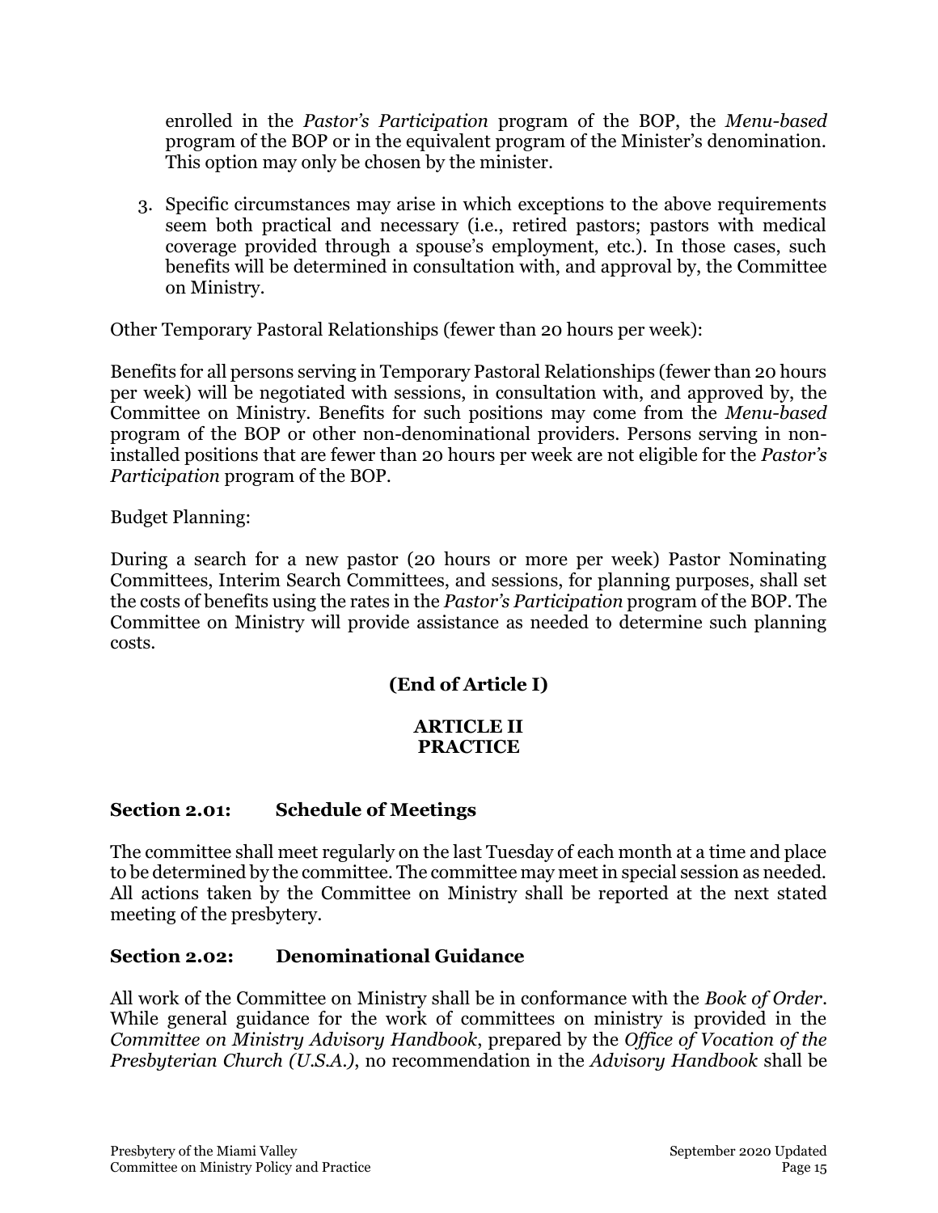enrolled in the *Pastor's Participation* program of the BOP, the *Menu-based* program of the BOP or in the equivalent program of the Minister's denomination. This option may only be chosen by the minister.

3. Specific circumstances may arise in which exceptions to the above requirements seem both practical and necessary (i.e., retired pastors; pastors with medical coverage provided through a spouse's employment, etc.). In those cases, such benefits will be determined in consultation with, and approval by, the Committee on Ministry.

Other Temporary Pastoral Relationships (fewer than 20 hours per week):

Benefits for all persons serving in Temporary Pastoral Relationships (fewer than 20 hours per week) will be negotiated with sessions, in consultation with, and approved by, the Committee on Ministry. Benefits for such positions may come from the *Menu-based* program of the BOP or other non-denominational providers. Persons serving in non-installed positions that are fewer than 20 hours per week are not eligible for the *Pastor's Participation* program of the BOP.

Budget Planning:

During a search for a new pastor (20 hours or more per week) Pastor Nominating Committees, Interim Search Committees, and sessions, for planning purposes, shall set the costs of benefits using the rates in the *Pastor's Participation* program of the BOP. The Committee on Ministry will provide assistance as needed to determine such planning costs.

**(End of Article I)**

## ARTICLE II
## PRACTICE

### Section 2.01: Schedule of Meetings

The committee shall meet regularly on the last Tuesday of each month at a time and place to be determined by the committee. The committee may meet in special session as needed. All actions taken by the Committee on Ministry shall be reported at the next stated meeting of the presbytery.

### Section 2.02: Denominational Guidance

All work of the Committee on Ministry shall be in conformance with the *Book of Order*. While general guidance for the work of committees on ministry is provided in the *Committee on Ministry Advisory Handbook*, prepared by the *Office of Vocation of the Presbyterian Church (U.S.A.)*, no recommendation in the *Advisory Handbook* shall be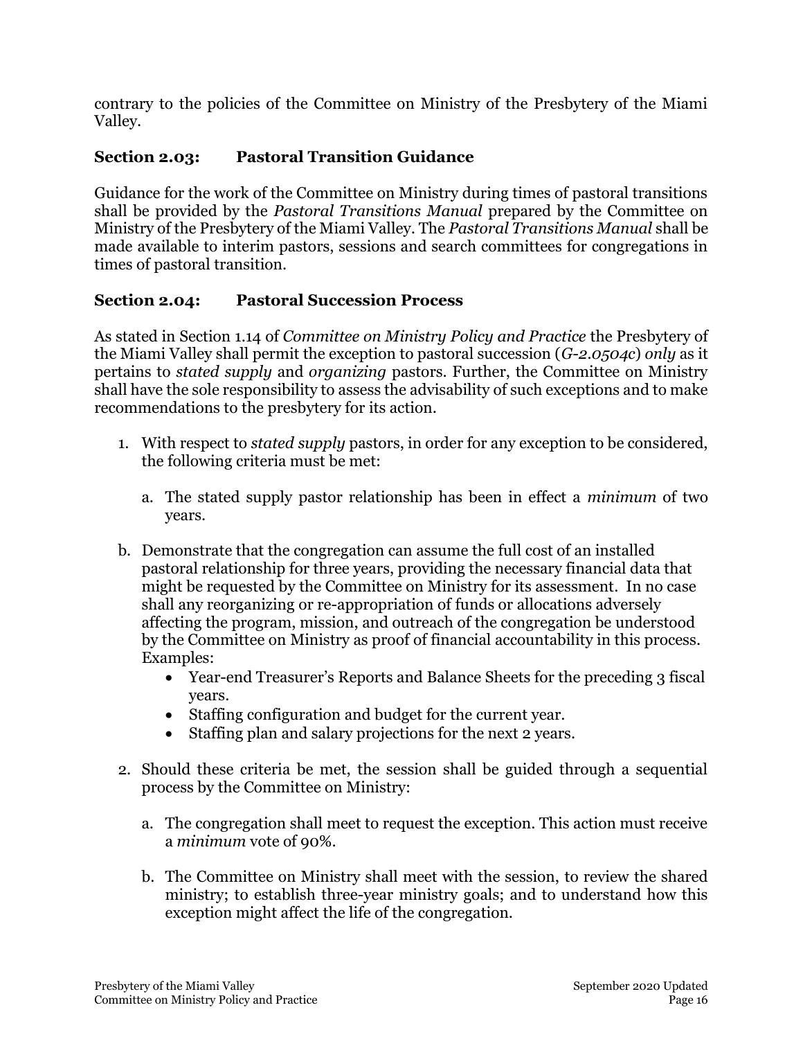contrary to the policies of the Committee on Ministry of the Presbytery of the Miami Valley.

### Section 2.03: Pastoral Transition Guidance

Guidance for the work of the Committee on Ministry during times of pastoral transitions shall be provided by the *Pastoral Transitions Manual* prepared by the Committee on Ministry of the Presbytery of the Miami Valley. The *Pastoral Transitions Manual* shall be made available to interim pastors, sessions and search committees for congregations in times of pastoral transition.

### Section 2.04: Pastoral Succession Process

As stated in Section 1.14 of *Committee on Ministry Policy and Practice* the Presbytery of the Miami Valley shall permit the exception to pastoral succession (*G-2.0504c*) *only* as it pertains to *stated supply* and *organizing* pastors. Further, the Committee on Ministry shall have the sole responsibility to assess the advisability of such exceptions and to make recommendations to the presbytery for its action.

1. With respect to *stated supply* pastors, in order for any exception to be considered, the following criteria must be met:

   a. The stated supply pastor relationship has been in effect a *minimum* of two years.

b. Demonstrate that the congregation can assume the full cost of an installed pastoral relationship for three years, providing the necessary financial data that might be requested by the Committee on Ministry for its assessment. In no case shall any reorganizing or re-appropriation of funds or allocations adversely affecting the program, mission, and outreach of the congregation be understood by the Committee on Ministry as proof of financial accountability in this process. Examples:
   - Year-end Treasurer's Reports and Balance Sheets for the preceding 3 fiscal years.
   - Staffing configuration and budget for the current year.
   - Staffing plan and salary projections for the next 2 years.

2. Should these criteria be met, the session shall be guided through a sequential process by the Committee on Ministry:

   a. The congregation shall meet to request the exception. This action must receive a *minimum* vote of 90%.

   b. The Committee on Ministry shall meet with the session, to review the shared ministry; to establish three-year ministry goals; and to understand how this exception might affect the life of the congregation.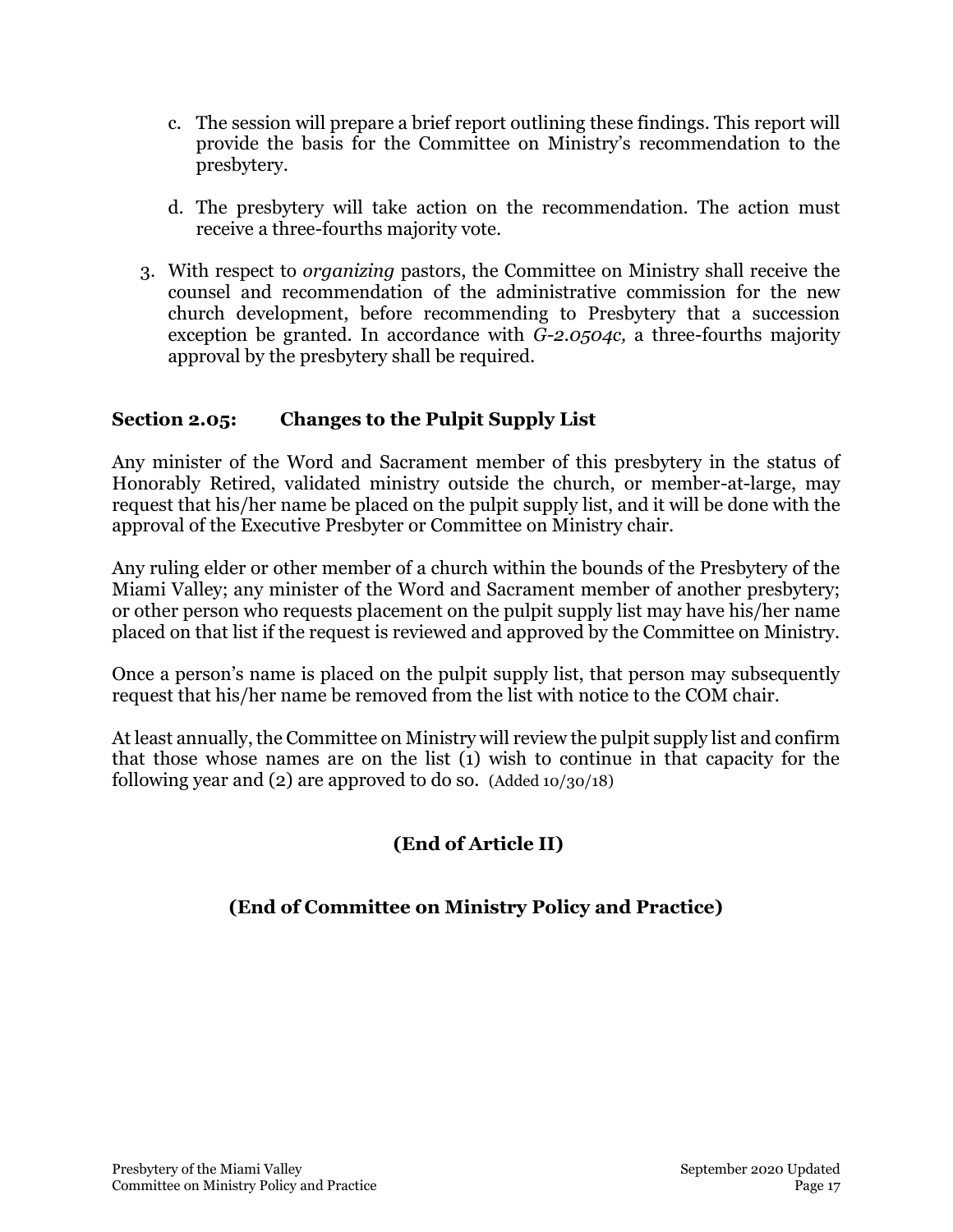c. The session will prepare a brief report outlining these findings. This report will provide the basis for the Committee on Ministry's recommendation to the presbytery.

d. The presbytery will take action on the recommendation. The action must receive a three-fourths majority vote.

3. With respect to *organizing* pastors, the Committee on Ministry shall receive the counsel and recommendation of the administrative commission for the new church development, before recommending to Presbytery that a succession exception be granted. In accordance with *G-2.0504c,* a three-fourths majority approval by the presbytery shall be required.

### Section 2.05: Changes to the Pulpit Supply List

Any minister of the Word and Sacrament member of this presbytery in the status of Honorably Retired, validated ministry outside the church, or member-at-large, may request that his/her name be placed on the pulpit supply list, and it will be done with the approval of the Executive Presbyter or Committee on Ministry chair.

Any ruling elder or other member of a church within the bounds of the Presbytery of the Miami Valley; any minister of the Word and Sacrament member of another presbytery; or other person who requests placement on the pulpit supply list may have his/her name placed on that list if the request is reviewed and approved by the Committee on Ministry.

Once a person's name is placed on the pulpit supply list, that person may subsequently request that his/her name be removed from the list with notice to the COM chair.

At least annually, the Committee on Ministry will review the pulpit supply list and confirm that those whose names are on the list (1) wish to continue in that capacity for the following year and (2) are approved to do so. (Added 10/30/18)

**(End of Article II)**

**(End of Committee on Ministry Policy and Practice)**